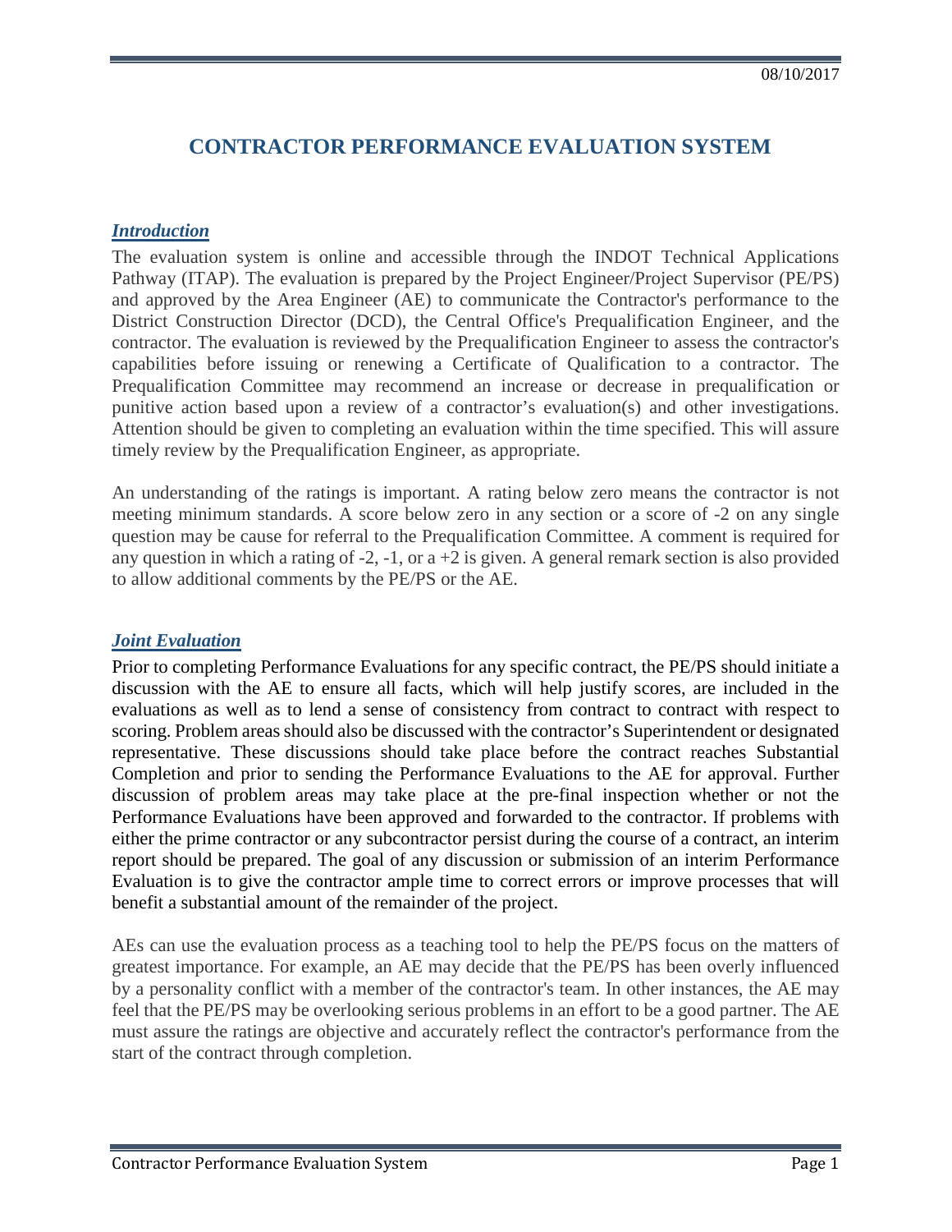08/10/2017

# CONTRACTOR PERFORMANCE EVALUATION SYSTEM

## *Introduction*

The evaluation system is online and accessible through the INDOT Technical Applications Pathway (ITAP). The evaluation is prepared by the Project Engineer/Project Supervisor (PE/PS) and approved by the Area Engineer (AE) to communicate the Contractor's performance to the District Construction Director (DCD), the Central Office's Prequalification Engineer, and the contractor. The evaluation is reviewed by the Prequalification Engineer to assess the contractor's capabilities before issuing or renewing a Certificate of Qualification to a contractor. The Prequalification Committee may recommend an increase or decrease in prequalification or punitive action based upon a review of a contractor's evaluation(s) and other investigations. Attention should be given to completing an evaluation within the time specified. This will assure timely review by the Prequalification Engineer, as appropriate.

An understanding of the ratings is important. A rating below zero means the contractor is not meeting minimum standards. A score below zero in any section or a score of -2 on any single question may be cause for referral to the Prequalification Committee. A comment is required for any question in which a rating of -2, -1, or a +2 is given. A general remark section is also provided to allow additional comments by the PE/PS or the AE.

## *Joint Evaluation*

Prior to completing Performance Evaluations for any specific contract, the PE/PS should initiate a discussion with the AE to ensure all facts, which will help justify scores, are included in the evaluations as well as to lend a sense of consistency from contract to contract with respect to scoring. Problem areas should also be discussed with the contractor's Superintendent or designated representative. These discussions should take place before the contract reaches Substantial Completion and prior to sending the Performance Evaluations to the AE for approval. Further discussion of problem areas may take place at the pre-final inspection whether or not the Performance Evaluations have been approved and forwarded to the contractor. If problems with either the prime contractor or any subcontractor persist during the course of a contract, an interim report should be prepared. The goal of any discussion or submission of an interim Performance Evaluation is to give the contractor ample time to correct errors or improve processes that will benefit a substantial amount of the remainder of the project.

AEs can use the evaluation process as a teaching tool to help the PE/PS focus on the matters of greatest importance. For example, an AE may decide that the PE/PS has been overly influenced by a personality conflict with a member of the contractor's team. In other instances, the AE may feel that the PE/PS may be overlooking serious problems in an effort to be a good partner. The AE must assure the ratings are objective and accurately reflect the contractor's performance from the start of the contract through completion.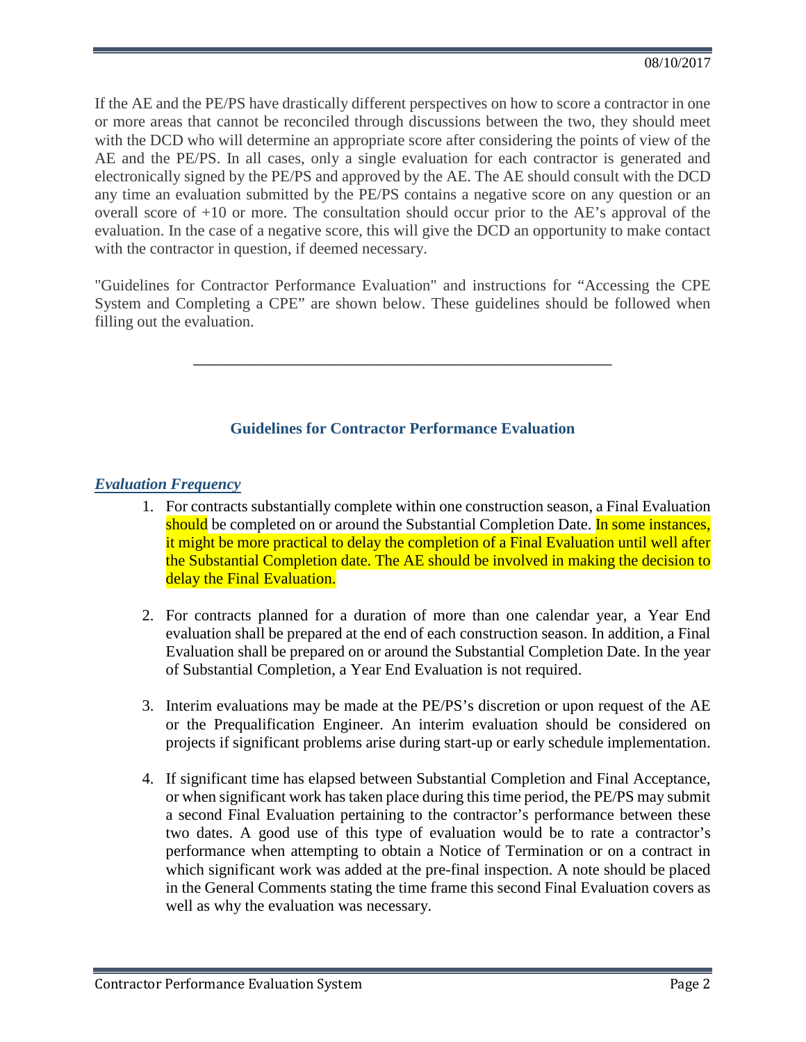If the AE and the PE/PS have drastically different perspectives on how to score a contractor in one or more areas that cannot be reconciled through discussions between the two, they should meet with the DCD who will determine an appropriate score after considering the points of view of the AE and the PE/PS. In all cases, only a single evaluation for each contractor is generated and electronically signed by the PE/PS and approved by the AE. The AE should consult with the DCD any time an evaluation submitted by the PE/PS contains a negative score on any question or an overall score of +10 or more. The consultation should occur prior to the AE's approval of the evaluation. In the case of a negative score, this will give the DCD an opportunity to make contact with the contractor in question, if deemed necessary.

"Guidelines for Contractor Performance Evaluation" and instructions for "Accessing the CPE System and Completing a CPE" are shown below. These guidelines should be followed when filling out the evaluation.

---

## Guidelines for Contractor Performance Evaluation

### *Evaluation Frequency*

1. For contracts substantially complete within one construction season, a Final Evaluation should be completed on or around the Substantial Completion Date. In some instances, it might be more practical to delay the completion of a Final Evaluation until well after the Substantial Completion date. The AE should be involved in making the decision to delay the Final Evaluation.

2. For contracts planned for a duration of more than one calendar year, a Year End evaluation shall be prepared at the end of each construction season. In addition, a Final Evaluation shall be prepared on or around the Substantial Completion Date. In the year of Substantial Completion, a Year End Evaluation is not required.

3. Interim evaluations may be made at the PE/PS's discretion or upon request of the AE or the Prequalification Engineer. An interim evaluation should be considered on projects if significant problems arise during start-up or early schedule implementation.

4. If significant time has elapsed between Substantial Completion and Final Acceptance, or when significant work has taken place during this time period, the PE/PS may submit a second Final Evaluation pertaining to the contractor's performance between these two dates. A good use of this type of evaluation would be to rate a contractor's performance when attempting to obtain a Notice of Termination or on a contract in which significant work was added at the pre-final inspection. A note should be placed in the General Comments stating the time frame this second Final Evaluation covers as well as why the evaluation was necessary.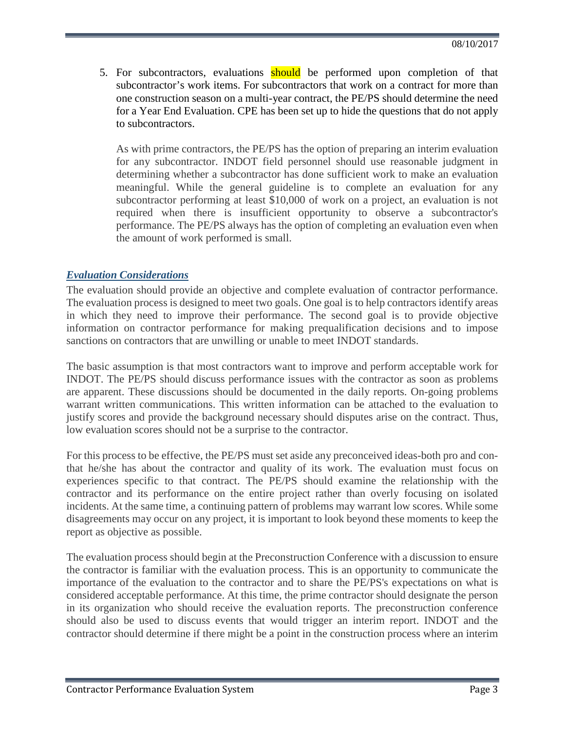5. For subcontractors, evaluations should be performed upon completion of that subcontractor's work items. For subcontractors that work on a contract for more than one construction season on a multi-year contract, the PE/PS should determine the need for a Year End Evaluation. CPE has been set up to hide the questions that do not apply to subcontractors.

   As with prime contractors, the PE/PS has the option of preparing an interim evaluation for any subcontractor. INDOT field personnel should use reasonable judgment in determining whether a subcontractor has done sufficient work to make an evaluation meaningful. While the general guideline is to complete an evaluation for any subcontractor performing at least $10,000 of work on a project, an evaluation is not required when there is insufficient opportunity to observe a subcontractor's performance. The PE/PS always has the option of completing an evaluation even when the amount of work performed is small.

## *Evaluation Considerations*

The evaluation should provide an objective and complete evaluation of contractor performance. The evaluation process is designed to meet two goals. One goal is to help contractors identify areas in which they need to improve their performance. The second goal is to provide objective information on contractor performance for making prequalification decisions and to impose sanctions on contractors that are unwilling or unable to meet INDOT standards.

The basic assumption is that most contractors want to improve and perform acceptable work for INDOT. The PE/PS should discuss performance issues with the contractor as soon as problems are apparent. These discussions should be documented in the daily reports. On-going problems warrant written communications. This written information can be attached to the evaluation to justify scores and provide the background necessary should disputes arise on the contract. Thus, low evaluation scores should not be a surprise to the contractor.

For this process to be effective, the PE/PS must set aside any preconceived ideas-both pro and con-that he/she has about the contractor and quality of its work. The evaluation must focus on experiences specific to that contract. The PE/PS should examine the relationship with the contractor and its performance on the entire project rather than overly focusing on isolated incidents. At the same time, a continuing pattern of problems may warrant low scores. While some disagreements may occur on any project, it is important to look beyond these moments to keep the report as objective as possible.

The evaluation process should begin at the Preconstruction Conference with a discussion to ensure the contractor is familiar with the evaluation process. This is an opportunity to communicate the importance of the evaluation to the contractor and to share the PE/PS's expectations on what is considered acceptable performance. At this time, the prime contractor should designate the person in its organization who should receive the evaluation reports. The preconstruction conference should also be used to discuss events that would trigger an interim report. INDOT and the contractor should determine if there might be a point in the construction process where an interim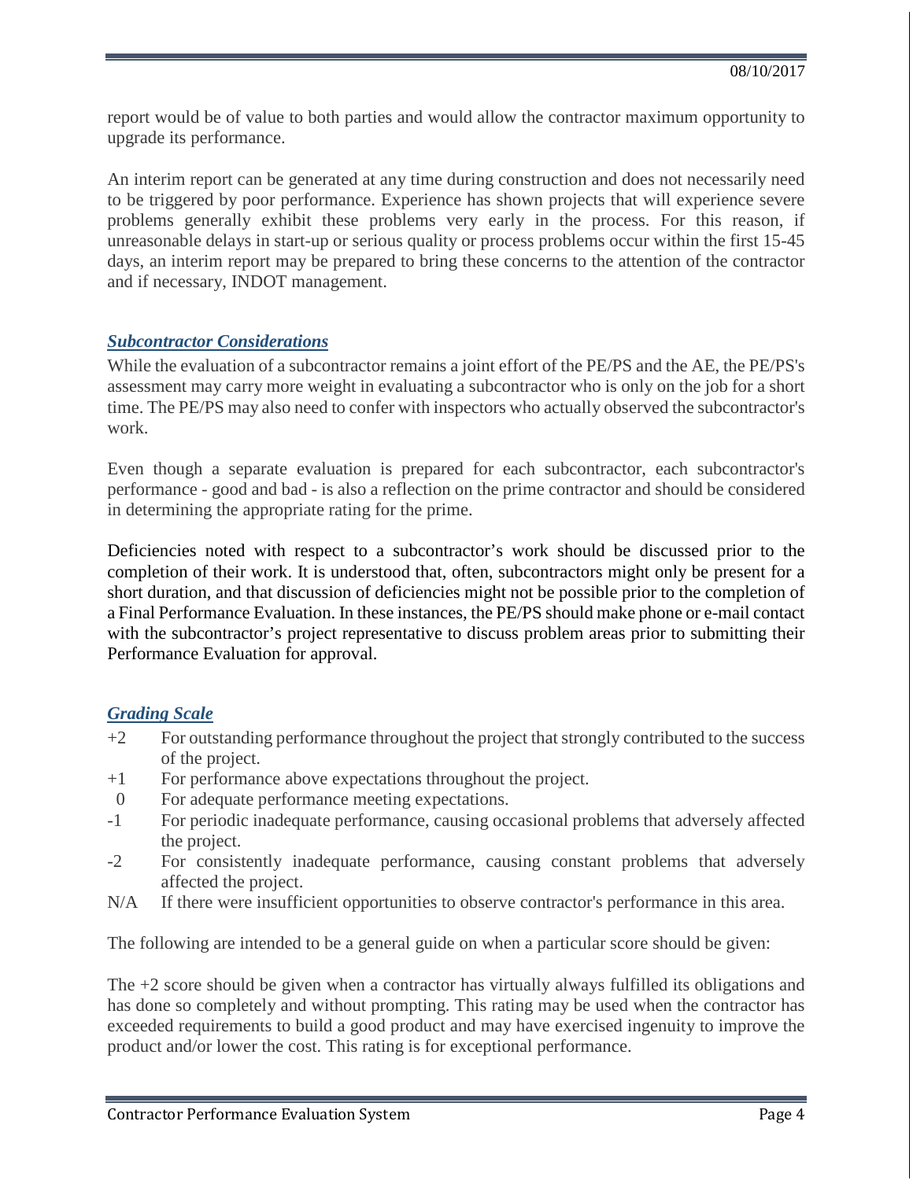report would be of value to both parties and would allow the contractor maximum opportunity to upgrade its performance.

An interim report can be generated at any time during construction and does not necessarily need to be triggered by poor performance. Experience has shown projects that will experience severe problems generally exhibit these problems very early in the process. For this reason, if unreasonable delays in start-up or serious quality or process problems occur within the first 15-45 days, an interim report may be prepared to bring these concerns to the attention of the contractor and if necessary, INDOT management.

### ***Subcontractor Considerations***

While the evaluation of a subcontractor remains a joint effort of the PE/PS and the AE, the PE/PS's assessment may carry more weight in evaluating a subcontractor who is only on the job for a short time. The PE/PS may also need to confer with inspectors who actually observed the subcontractor's work.

Even though a separate evaluation is prepared for each subcontractor, each subcontractor's performance - good and bad - is also a reflection on the prime contractor and should be considered in determining the appropriate rating for the prime.

Deficiencies noted with respect to a subcontractor's work should be discussed prior to the completion of their work. It is understood that, often, subcontractors might only be present for a short duration, and that discussion of deficiencies might not be possible prior to the completion of a Final Performance Evaluation. In these instances, the PE/PS should make phone or e-mail contact with the subcontractor's project representative to discuss problem areas prior to submitting their Performance Evaluation for approval.

### ***Grading Scale***

- +2 For outstanding performance throughout the project that strongly contributed to the success of the project.
- +1 For performance above expectations throughout the project.
- 0 For adequate performance meeting expectations.
- -1 For periodic inadequate performance, causing occasional problems that adversely affected the project.
- -2 For consistently inadequate performance, causing constant problems that adversely affected the project.
- N/A If there were insufficient opportunities to observe contractor's performance in this area.

The following are intended to be a general guide on when a particular score should be given:

The +2 score should be given when a contractor has virtually always fulfilled its obligations and has done so completely and without prompting. This rating may be used when the contractor has exceeded requirements to build a good product and may have exercised ingenuity to improve the product and/or lower the cost. This rating is for exceptional performance.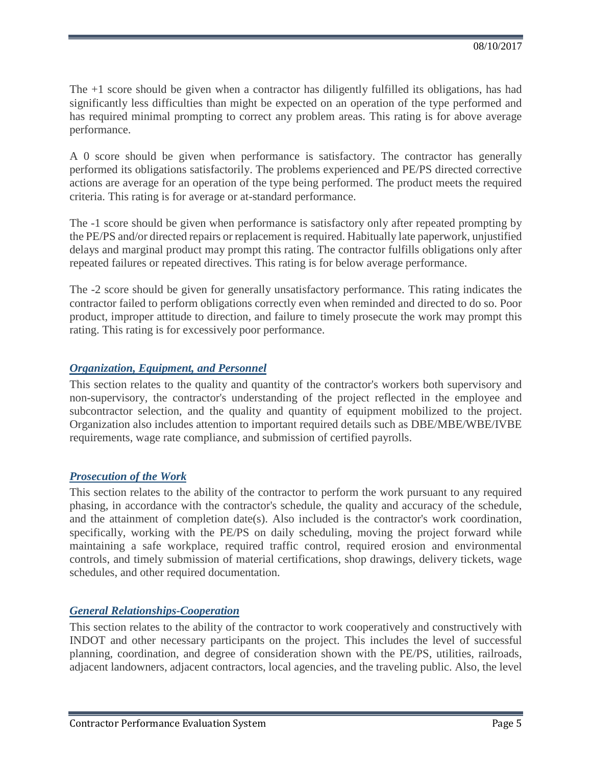The +1 score should be given when a contractor has diligently fulfilled its obligations, has had significantly less difficulties than might be expected on an operation of the type performed and has required minimal prompting to correct any problem areas. This rating is for above average performance.

A 0 score should be given when performance is satisfactory. The contractor has generally performed its obligations satisfactorily. The problems experienced and PE/PS directed corrective actions are average for an operation of the type being performed. The product meets the required criteria. This rating is for average or at-standard performance.

The -1 score should be given when performance is satisfactory only after repeated prompting by the PE/PS and/or directed repairs or replacement is required. Habitually late paperwork, unjustified delays and marginal product may prompt this rating. The contractor fulfills obligations only after repeated failures or repeated directives. This rating is for below average performance.

The -2 score should be given for generally unsatisfactory performance. This rating indicates the contractor failed to perform obligations correctly even when reminded and directed to do so. Poor product, improper attitude to direction, and failure to timely prosecute the work may prompt this rating. This rating is for excessively poor performance.

### ***Organization, Equipment, and Personnel***

This section relates to the quality and quantity of the contractor's workers both supervisory and non-supervisory, the contractor's understanding of the project reflected in the employee and subcontractor selection, and the quality and quantity of equipment mobilized to the project. Organization also includes attention to important required details such as DBE/MBE/WBE/IVBE requirements, wage rate compliance, and submission of certified payrolls.

### ***Prosecution of the Work***

This section relates to the ability of the contractor to perform the work pursuant to any required phasing, in accordance with the contractor's schedule, the quality and accuracy of the schedule, and the attainment of completion date(s). Also included is the contractor's work coordination, specifically, working with the PE/PS on daily scheduling, moving the project forward while maintaining a safe workplace, required traffic control, required erosion and environmental controls, and timely submission of material certifications, shop drawings, delivery tickets, wage schedules, and other required documentation.

### ***General Relationships-Cooperation***

This section relates to the ability of the contractor to work cooperatively and constructively with INDOT and other necessary participants on the project. This includes the level of successful planning, coordination, and degree of consideration shown with the PE/PS, utilities, railroads, adjacent landowners, adjacent contractors, local agencies, and the traveling public. Also, the level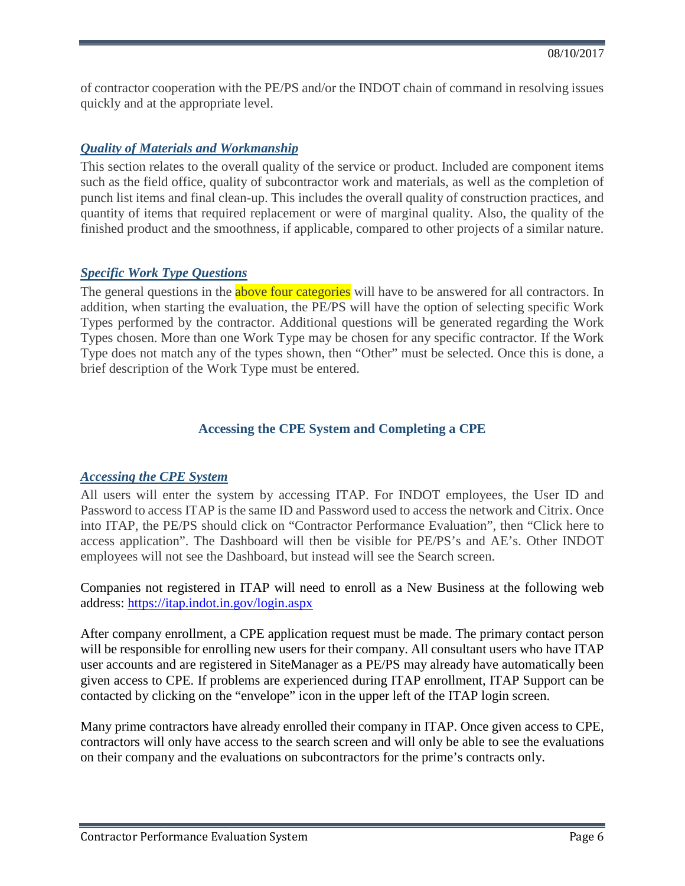of contractor cooperation with the PE/PS and/or the INDOT chain of command in resolving issues quickly and at the appropriate level.

### *Quality of Materials and Workmanship*

This section relates to the overall quality of the service or product. Included are component items such as the field office, quality of subcontractor work and materials, as well as the completion of punch list items and final clean-up. This includes the overall quality of construction practices, and quantity of items that required replacement or were of marginal quality. Also, the quality of the finished product and the smoothness, if applicable, compared to other projects of a similar nature.

### *Specific Work Type Questions*

The general questions in the above four categories will have to be answered for all contractors. In addition, when starting the evaluation, the PE/PS will have the option of selecting specific Work Types performed by the contractor. Additional questions will be generated regarding the Work Types chosen. More than one Work Type may be chosen for any specific contractor. If the Work Type does not match any of the types shown, then "Other" must be selected. Once this is done, a brief description of the Work Type must be entered.

## Accessing the CPE System and Completing a CPE

### *Accessing the CPE System*

All users will enter the system by accessing ITAP. For INDOT employees, the User ID and Password to access ITAP is the same ID and Password used to access the network and Citrix. Once into ITAP, the PE/PS should click on "Contractor Performance Evaluation", then "Click here to access application". The Dashboard will then be visible for PE/PS's and AE's. Other INDOT employees will not see the Dashboard, but instead will see the Search screen.

Companies not registered in ITAP will need to enroll as a New Business at the following web address: https://itap.indot.in.gov/login.aspx

After company enrollment, a CPE application request must be made. The primary contact person will be responsible for enrolling new users for their company. All consultant users who have ITAP user accounts and are registered in SiteManager as a PE/PS may already have automatically been given access to CPE. If problems are experienced during ITAP enrollment, ITAP Support can be contacted by clicking on the "envelope" icon in the upper left of the ITAP login screen.

Many prime contractors have already enrolled their company in ITAP. Once given access to CPE, contractors will only have access to the search screen and will only be able to see the evaluations on their company and the evaluations on subcontractors for the prime's contracts only.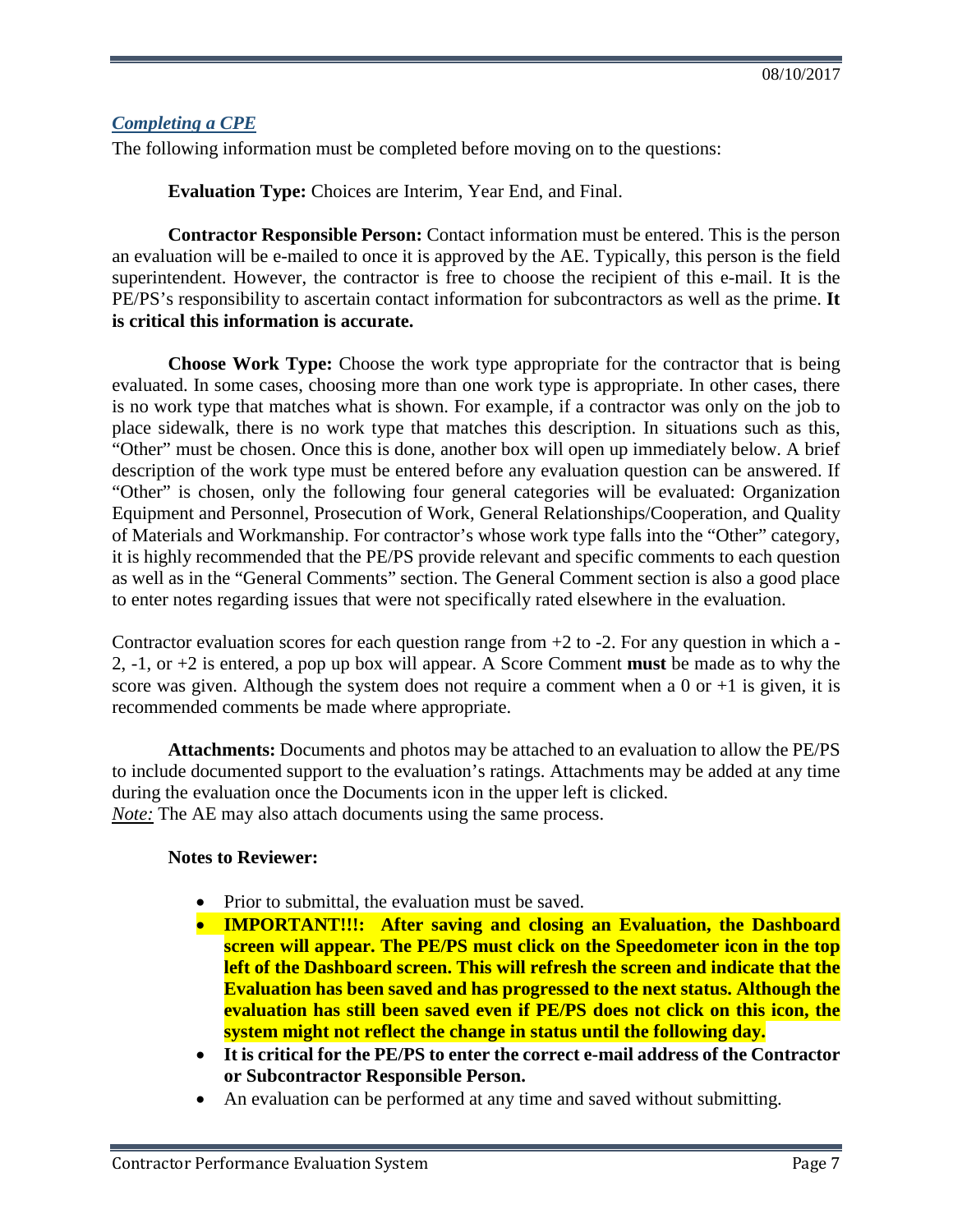## ***Completing a CPE***

The following information must be completed before moving on to the questions:

**Evaluation Type:** Choices are Interim, Year End, and Final.

**Contractor Responsible Person:** Contact information must be entered. This is the person an evaluation will be e-mailed to once it is approved by the AE. Typically, this person is the field superintendent. However, the contractor is free to choose the recipient of this e-mail. It is the PE/PS's responsibility to ascertain contact information for subcontractors as well as the prime. **It is critical this information is accurate.**

**Choose Work Type:** Choose the work type appropriate for the contractor that is being evaluated. In some cases, choosing more than one work type is appropriate. In other cases, there is no work type that matches what is shown. For example, if a contractor was only on the job to place sidewalk, there is no work type that matches this description. In situations such as this, "Other" must be chosen. Once this is done, another box will open up immediately below. A brief description of the work type must be entered before any evaluation question can be answered. If "Other" is chosen, only the following four general categories will be evaluated: Organization Equipment and Personnel, Prosecution of Work, General Relationships/Cooperation, and Quality of Materials and Workmanship. For contractor's whose work type falls into the "Other" category, it is highly recommended that the PE/PS provide relevant and specific comments to each question as well as in the "General Comments" section. The General Comment section is also a good place to enter notes regarding issues that were not specifically rated elsewhere in the evaluation.

Contractor evaluation scores for each question range from +2 to -2. For any question in which a -2, -1, or +2 is entered, a pop up box will appear. A Score Comment **must** be made as to why the score was given. Although the system does not require a comment when a 0 or +1 is given, it is recommended comments be made where appropriate.

**Attachments:** Documents and photos may be attached to an evaluation to allow the PE/PS to include documented support to the evaluation's ratings. Attachments may be added at any time during the evaluation once the Documents icon in the upper left is clicked.
*Note:* The AE may also attach documents using the same process.

**Notes to Reviewer:**

- Prior to submittal, the evaluation must be saved.
- **IMPORTANT!!!: After saving and closing an Evaluation, the Dashboard screen will appear. The PE/PS must click on the Speedometer icon in the top left of the Dashboard screen. This will refresh the screen and indicate that the Evaluation has been saved and has progressed to the next status. Although the evaluation has still been saved even if PE/PS does not click on this icon, the system might not reflect the change in status until the following day.**
- **It is critical for the PE/PS to enter the correct e-mail address of the Contractor or Subcontractor Responsible Person.**
- An evaluation can be performed at any time and saved without submitting.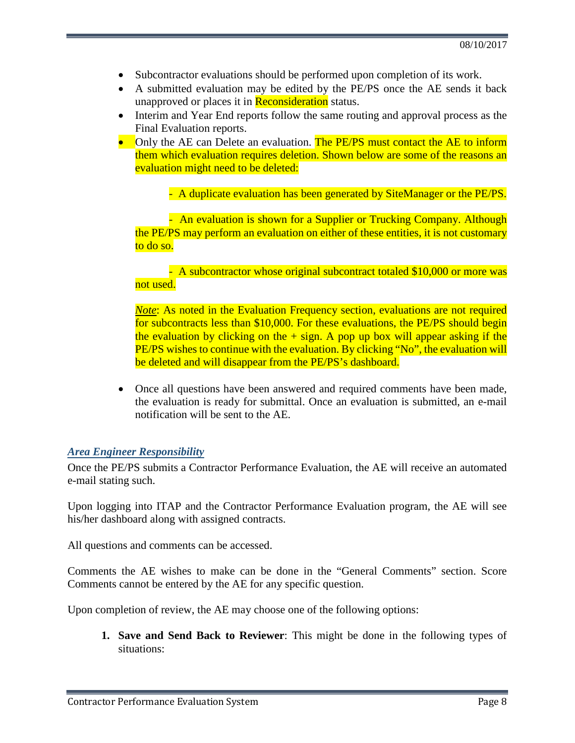- Subcontractor evaluations should be performed upon completion of its work.
- A submitted evaluation may be edited by the PE/PS once the AE sends it back unapproved or places it in Reconsideration status.
- Interim and Year End reports follow the same routing and approval process as the Final Evaluation reports.
- Only the AE can Delete an evaluation. The PE/PS must contact the AE to inform them which evaluation requires deletion. Shown below are some of the reasons an evaluation might need to be deleted:

  - A duplicate evaluation has been generated by SiteManager or the PE/PS.

  - An evaluation is shown for a Supplier or Trucking Company. Although the PE/PS may perform an evaluation on either of these entities, it is not customary to do so.

  - A subcontractor whose original subcontract totaled $10,000 or more was not used.

  *Note*: As noted in the Evaluation Frequency section, evaluations are not required for subcontracts less than $10,000. For these evaluations, the PE/PS should begin the evaluation by clicking on the + sign. A pop up box will appear asking if the PE/PS wishes to continue with the evaluation. By clicking "No", the evaluation will be deleted and will disappear from the PE/PS's dashboard.

- Once all questions have been answered and required comments have been made, the evaluation is ready for submittal. Once an evaluation is submitted, an e-mail notification will be sent to the AE.

### *Area Engineer Responsibility*

Once the PE/PS submits a Contractor Performance Evaluation, the AE will receive an automated e-mail stating such.

Upon logging into ITAP and the Contractor Performance Evaluation program, the AE will see his/her dashboard along with assigned contracts.

All questions and comments can be accessed.

Comments the AE wishes to make can be done in the "General Comments" section. Score Comments cannot be entered by the AE for any specific question.

Upon completion of review, the AE may choose one of the following options:

1. **Save and Send Back to Reviewer**: This might be done in the following types of situations: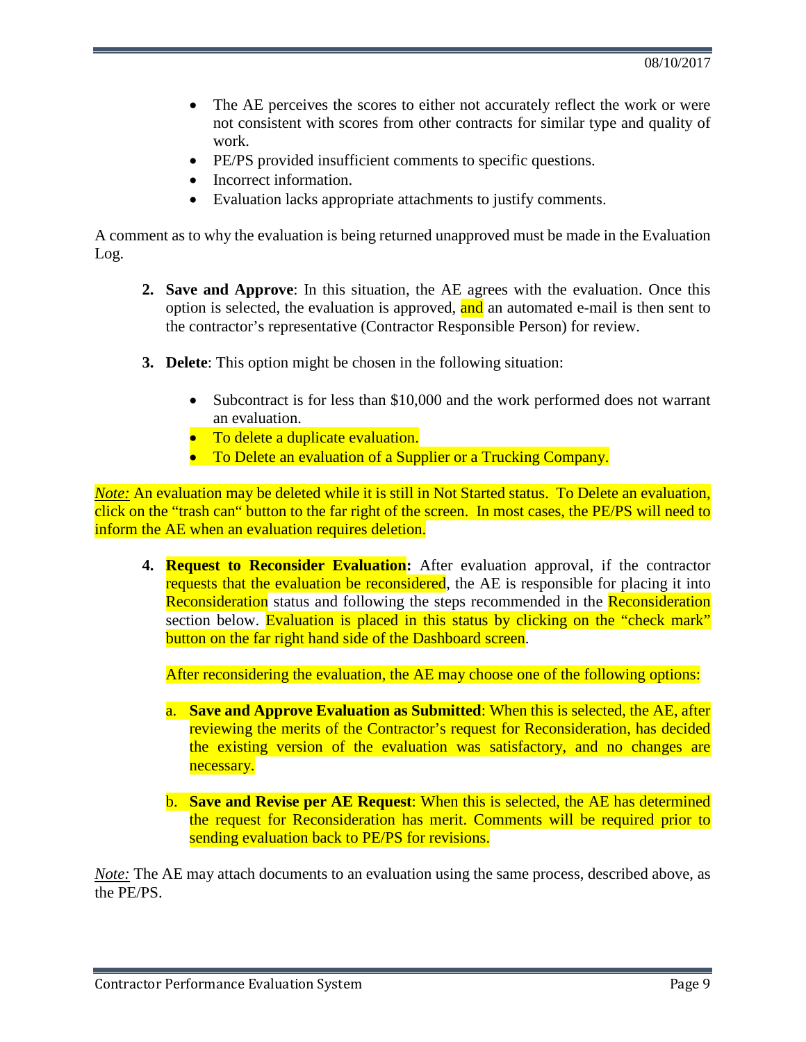- The AE perceives the scores to either not accurately reflect the work or were not consistent with scores from other contracts for similar type and quality of work.
- PE/PS provided insufficient comments to specific questions.
- Incorrect information.
- Evaluation lacks appropriate attachments to justify comments.

A comment as to why the evaluation is being returned unapproved must be made in the Evaluation Log.

2. **Save and Approve**: In this situation, the AE agrees with the evaluation. Once this option is selected, the evaluation is approved, and an automated e-mail is then sent to the contractor's representative (Contractor Responsible Person) for review.

3. **Delete**: This option might be chosen in the following situation:

    - Subcontract is for less than $10,000 and the work performed does not warrant an evaluation.
    - To delete a duplicate evaluation.
    - To Delete an evaluation of a Supplier or a Trucking Company.

*Note:* An evaluation may be deleted while it is still in Not Started status. To Delete an evaluation, click on the "trash can" button to the far right of the screen. In most cases, the PE/PS will need to inform the AE when an evaluation requires deletion.

4. **Request to Reconsider Evaluation:** After evaluation approval, if the contractor requests that the evaluation be reconsidered, the AE is responsible for placing it into Reconsideration status and following the steps recommended in the Reconsideration section below. Evaluation is placed in this status by clicking on the "check mark" button on the far right hand side of the Dashboard screen.

    After reconsidering the evaluation, the AE may choose one of the following options:

    a. **Save and Approve Evaluation as Submitted**: When this is selected, the AE, after reviewing the merits of the Contractor's request for Reconsideration, has decided the existing version of the evaluation was satisfactory, and no changes are necessary.

    b. **Save and Revise per AE Request**: When this is selected, the AE has determined the request for Reconsideration has merit. Comments will be required prior to sending evaluation back to PE/PS for revisions.

*Note:* The AE may attach documents to an evaluation using the same process, described above, as the PE/PS.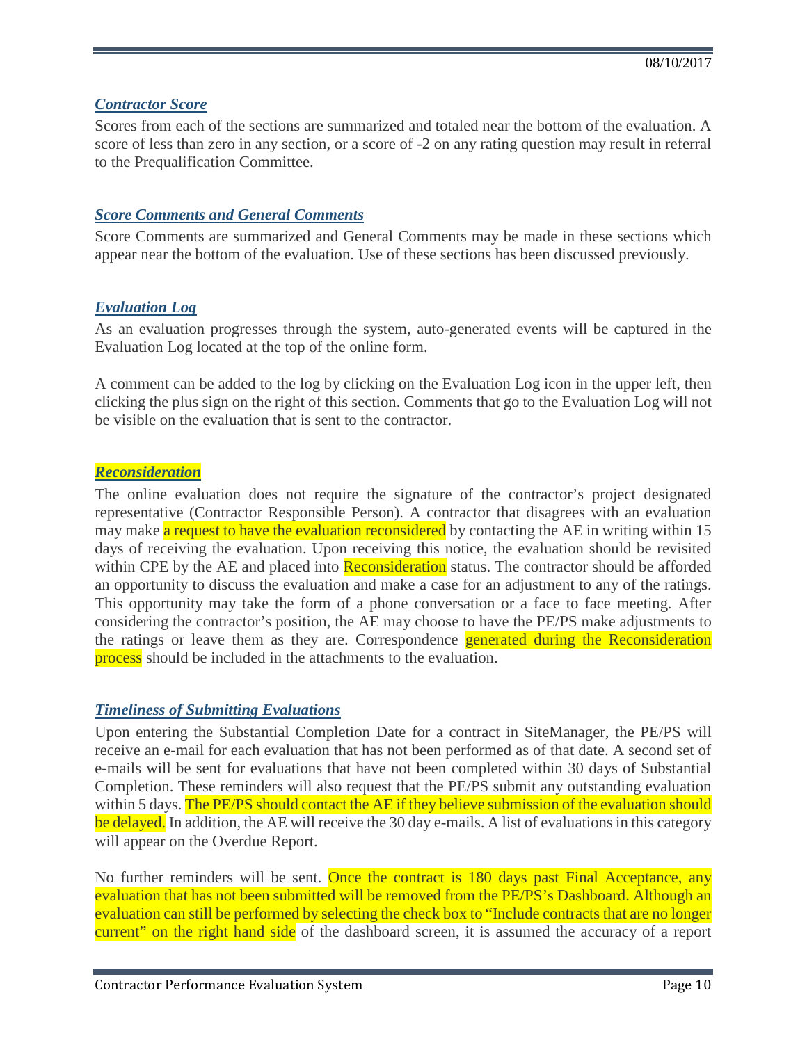### *Contractor Score*

Scores from each of the sections are summarized and totaled near the bottom of the evaluation. A score of less than zero in any section, or a score of -2 on any rating question may result in referral to the Prequalification Committee.

### *Score Comments and General Comments*

Score Comments are summarized and General Comments may be made in these sections which appear near the bottom of the evaluation. Use of these sections has been discussed previously.

### *Evaluation Log*

As an evaluation progresses through the system, auto-generated events will be captured in the Evaluation Log located at the top of the online form.

A comment can be added to the log by clicking on the Evaluation Log icon in the upper left, then clicking the plus sign on the right of this section. Comments that go to the Evaluation Log will not be visible on the evaluation that is sent to the contractor.

### *Reconsideration*

The online evaluation does not require the signature of the contractor's project designated representative (Contractor Responsible Person). A contractor that disagrees with an evaluation may make a request to have the evaluation reconsidered by contacting the AE in writing within 15 days of receiving the evaluation. Upon receiving this notice, the evaluation should be revisited within CPE by the AE and placed into Reconsideration status. The contractor should be afforded an opportunity to discuss the evaluation and make a case for an adjustment to any of the ratings. This opportunity may take the form of a phone conversation or a face to face meeting. After considering the contractor's position, the AE may choose to have the PE/PS make adjustments to the ratings or leave them as they are. Correspondence generated during the Reconsideration process should be included in the attachments to the evaluation.

### *Timeliness of Submitting Evaluations*

Upon entering the Substantial Completion Date for a contract in SiteManager, the PE/PS will receive an e-mail for each evaluation that has not been performed as of that date. A second set of e-mails will be sent for evaluations that have not been completed within 30 days of Substantial Completion. These reminders will also request that the PE/PS submit any outstanding evaluation within 5 days. The PE/PS should contact the AE if they believe submission of the evaluation should be delayed. In addition, the AE will receive the 30 day e-mails. A list of evaluations in this category will appear on the Overdue Report.

No further reminders will be sent. Once the contract is 180 days past Final Acceptance, any evaluation that has not been submitted will be removed from the PE/PS's Dashboard. Although an evaluation can still be performed by selecting the check box to "Include contracts that are no longer current" on the right hand side of the dashboard screen, it is assumed the accuracy of a report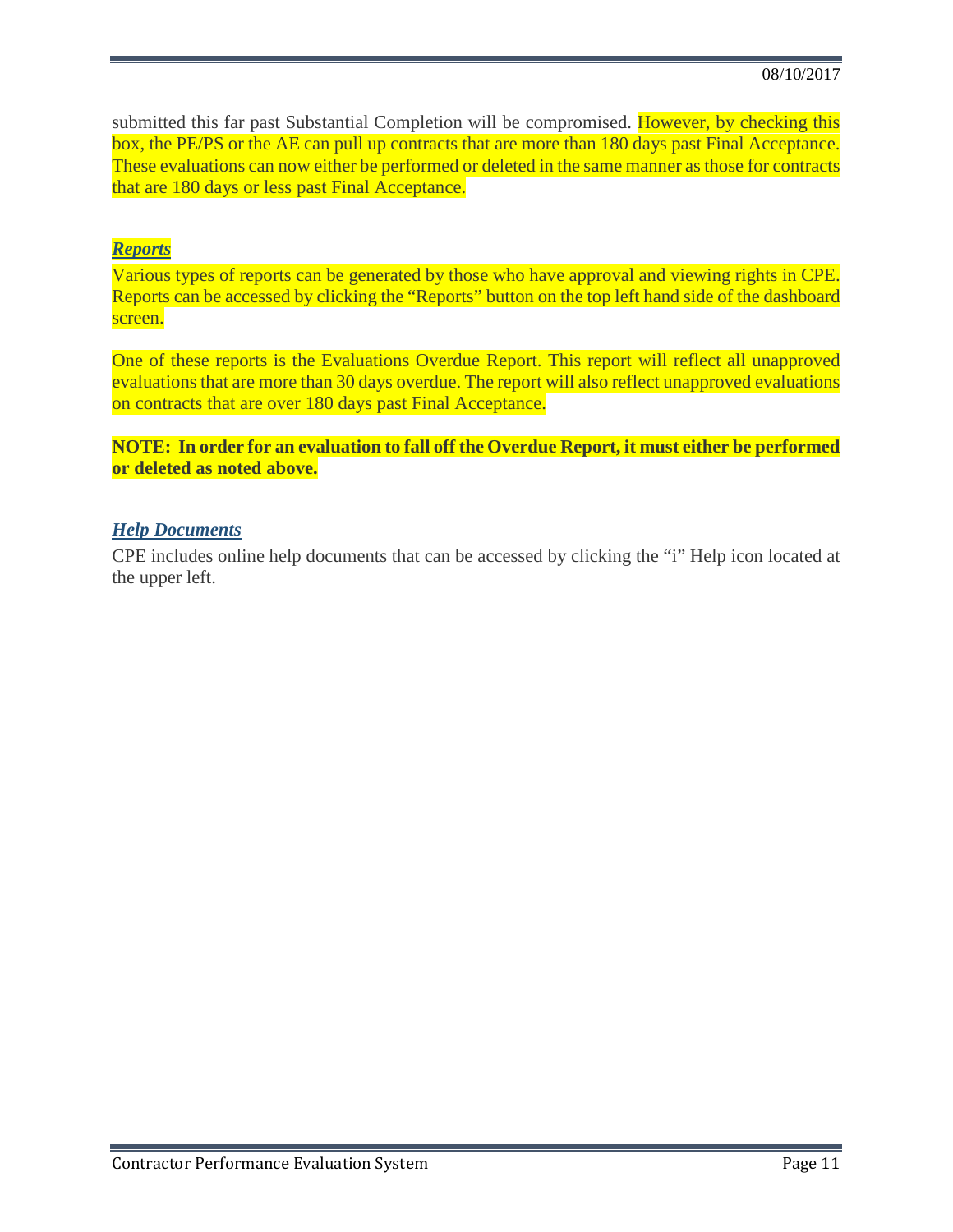submitted this far past Substantial Completion will be compromised. However, by checking this box, the PE/PS or the AE can pull up contracts that are more than 180 days past Final Acceptance. These evaluations can now either be performed or deleted in the same manner as those for contracts that are 180 days or less past Final Acceptance.

### ***Reports***

Various types of reports can be generated by those who have approval and viewing rights in CPE. Reports can be accessed by clicking the "Reports" button on the top left hand side of the dashboard screen.

One of these reports is the Evaluations Overdue Report. This report will reflect all unapproved evaluations that are more than 30 days overdue. The report will also reflect unapproved evaluations on contracts that are over 180 days past Final Acceptance.

**NOTE: In order for an evaluation to fall off the Overdue Report, it must either be performed or deleted as noted above.**

### ***Help Documents***

CPE includes online help documents that can be accessed by clicking the "i" Help icon located at the upper left.